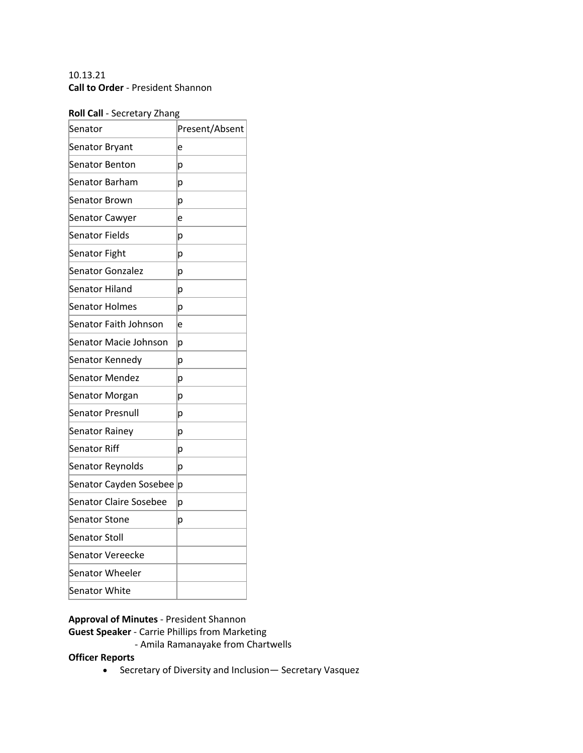10.13.21

**Call to Order** - President Shannon

**Roll Call** - Secretary Zhang

| Senator | Present/Absent |
| --- | --- |
| Senator Bryant | e |
| Senator Benton | p |
| Senator Barham | p |
| Senator Brown | p |
| Senator Cawyer | e |
| Senator Fields | p |
| Senator Fight | p |
| Senator Gonzalez | p |
| Senator Hiland | p |
| Senator Holmes | p |
| Senator Faith Johnson | e |
| Senator Macie Johnson | p |
| Senator Kennedy | p |
| Senator Mendez | p |
| Senator Morgan | p |
| Senator Presnull | p |
| Senator Rainey | p |
| Senator Riff | p |
| Senator Reynolds | p |
| Senator Cayden Sosebee | p |
| Senator Claire Sosebee | p |
| Senator Stone | p |
| Senator Stoll | |
| Senator Vereecke | |
| Senator Wheeler | |
| Senator White | |

**Approval of Minutes** - President Shannon

**Guest Speaker** - Carrie Phillips from Marketing

- Amila Ramanayake from Chartwells

**Officer Reports**

- Secretary of Diversity and Inclusion— Secretary Vasquez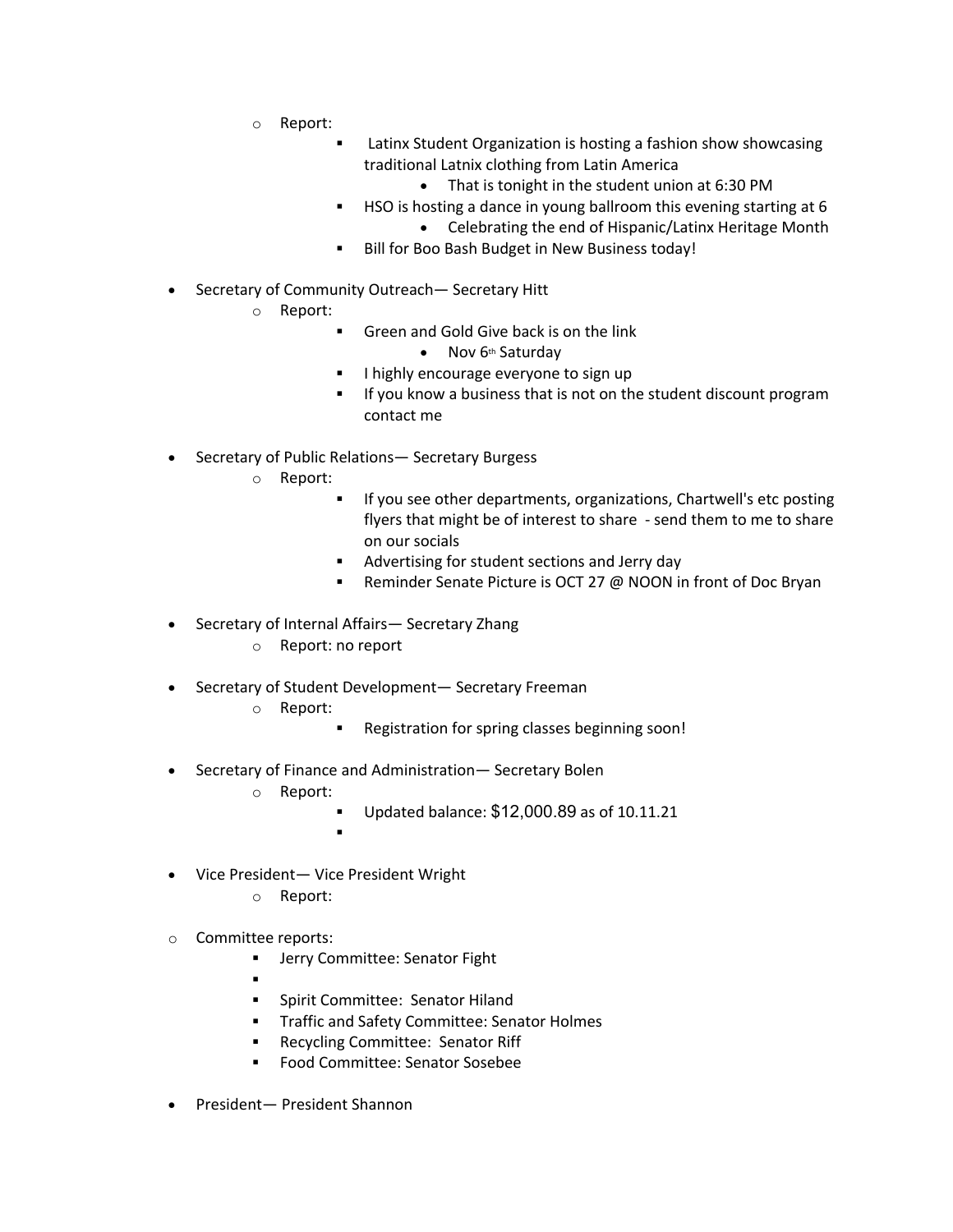- Report:
    - Latinx Student Organization is hosting a fashion show showcasing traditional Latnix clothing from Latin America
      - That is tonight in the student union at 6:30 PM
    - HSO is hosting a dance in young ballroom this evening starting at 6
      - Celebrating the end of Hispanic/Latinx Heritage Month
    - Bill for Boo Bash Budget in New Business today!

- Secretary of Community Outreach— Secretary Hitt
  - Report:
    - Green and Gold Give back is on the link
      - Nov 6th Saturday
    - I highly encourage everyone to sign up
    - If you know a business that is not on the student discount program contact me

- Secretary of Public Relations— Secretary Burgess
  - Report:
    - If you see other departments, organizations, Chartwell's etc posting flyers that might be of interest to share - send them to me to share on our socials
    - Advertising for student sections and Jerry day
    - Reminder Senate Picture is OCT 27 @ NOON in front of Doc Bryan

- Secretary of Internal Affairs— Secretary Zhang
  - Report: no report

- Secretary of Student Development— Secretary Freeman
  - Report:
    - Registration for spring classes beginning soon!

- Secretary of Finance and Administration— Secretary Bolen
  - Report:
    - Updated balance: $12,000.89 as of 10.11.21
    -

- Vice President— Vice President Wright
  - Report:

- Committee reports:
  - Jerry Committee: Senator Fight
  -
  - Spirit Committee: Senator Hiland
  - Traffic and Safety Committee: Senator Holmes
  - Recycling Committee: Senator Riff
  - Food Committee: Senator Sosebee

- President— President Shannon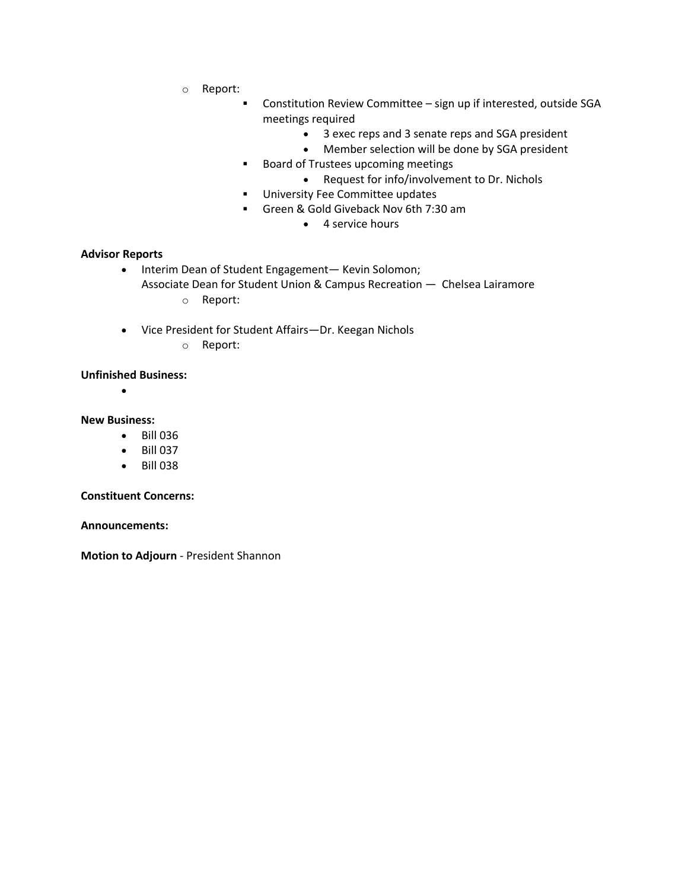- Report:
  - Constitution Review Committee – sign up if interested, outside SGA meetings required
    - 3 exec reps and 3 senate reps and SGA president
    - Member selection will be done by SGA president
  - Board of Trustees upcoming meetings
    - Request for info/involvement to Dr. Nichols
  - University Fee Committee updates
  - Green & Gold Giveback Nov 6th 7:30 am
    - 4 service hours

**Advisor Reports**

- Interim Dean of Student Engagement— Kevin Solomon;
  Associate Dean for Student Union & Campus Recreation — Chelsea Lairamore
  - Report:
- Vice President for Student Affairs—Dr. Keegan Nichols
  - Report:

**Unfinished Business:**

- 

**New Business:**

- Bill 036
- Bill 037
- Bill 038

**Constituent Concerns:**

**Announcements:**

**Motion to Adjourn** - President Shannon